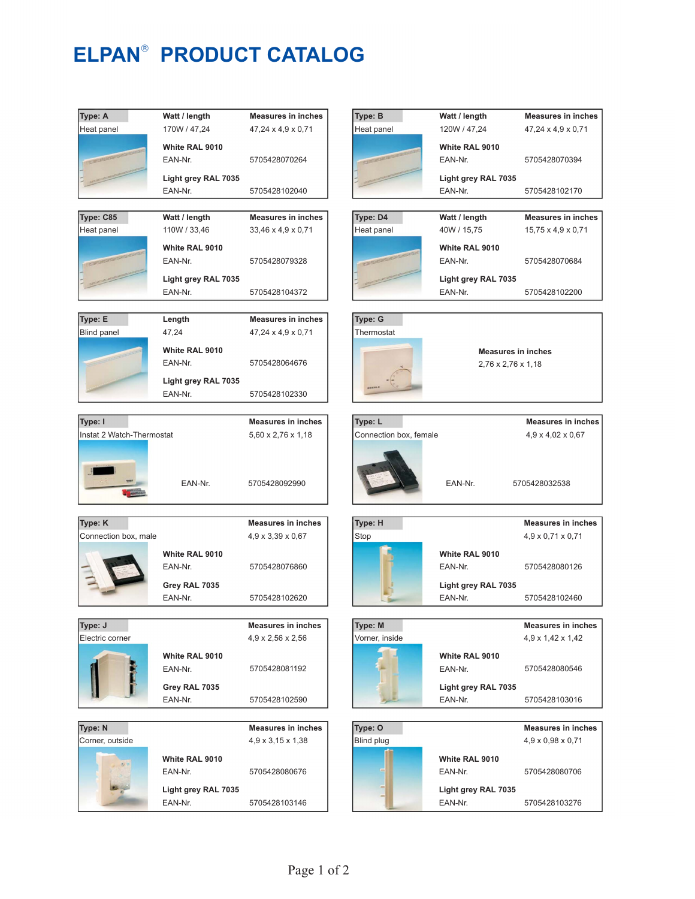# ELPAN® PRODUCT CATALOG

| Type: A | Watt / length | Measures in inches |
|---|---|---|
| Heat panel | 170W / 47,24 | 47,24 x 4,9 x 0,71 |
| | **White RAL 9010** | |
| | EAN-Nr. | 5705428070264 |
| | **Light grey RAL 7035** | |
| | EAN-Nr. | 5705428102040 |

| Type: B | Watt / length | Measures in inches |
|---|---|---|
| Heat panel | 120W / 47,24 | 47,24 x 4,9 x 0,71 |
| | **White RAL 9010** | |
| | EAN-Nr. | 5705428070394 |
| | **Light grey RAL 7035** | |
| | EAN-Nr. | 5705428102170 |

| Type: C85 | Watt / length | Measures in inches |
|---|---|---|
| Heat panel | 110W / 33,46 | 33,46 x 4,9 x 0,71 |
| | **White RAL 9010** | |
| | EAN-Nr. | 5705428079328 |
| | **Light grey RAL 7035** | |
| | EAN-Nr. | 5705428104372 |

| Type: D4 | Watt / length | Measures in inches |
|---|---|---|
| Heat panel | 40W / 15,75 | 15,75 x 4,9 x 0,71 |
| | **White RAL 9010** | |
| | EAN-Nr. | 5705428070684 |
| | **Light grey RAL 7035** | |
| | EAN-Nr. | 5705428102200 |

| Type: E | Length | Measures in inches |
|---|---|---|
| Blind panel | 47,24 | 47,24 x 4,9 x 0,71 |
| | **White RAL 9010** | |
| | EAN-Nr. | 5705428064676 |
| | **Light grey RAL 7035** | |
| | EAN-Nr. | 5705428102330 |

| Type: G | Measures in inches |
|---|---|
| Thermostat | 2,76 x 2,76 x 1,18 |

| Type: I | | Measures in inches |
|---|---|---|
| Instat 2 Watch-Thermostat | | 5,60 x 2,76 x 1,18 |
| | EAN-Nr. | 5705428092990 |

| Type: L | | Measures in inches |
|---|---|---|
| Connection box, female | | 4,9 x 4,02 x 0,67 |
| | EAN-Nr. | 5705428032538 |

| Type: K | | Measures in inches |
|---|---|---|
| Connection box, male | | 4,9 x 3,39 x 0,67 |
| | **White RAL 9010** | |
| | EAN-Nr. | 5705428076860 |
| | **Grey RAL 7035** | |
| | EAN-Nr. | 5705428102620 |

| Type: H | | Measures in inches |
|---|---|---|
| Stop | | 4,9 x 0,71 x 0,71 |
| | **White RAL 9010** | |
| | EAN-Nr. | 5705428080126 |
| | **Light grey RAL 7035** | |
| | EAN-Nr. | 5705428102460 |

| Type: J | | Measures in inches |
|---|---|---|
| Electric corner | | 4,9 x 2,56 x 2,56 |
| | **White RAL 9010** | |
| | EAN-Nr. | 5705428081192 |
| | **Grey RAL 7035** | |
| | EAN-Nr. | 5705428102590 |

| Type: M | | Measures in inches |
|---|---|---|
| Vorner, inside | | 4,9 x 1,42 x 1,42 |
| | **White RAL 9010** | |
| | EAN-Nr. | 5705428080546 |
| | **Light grey RAL 7035** | |
| | EAN-Nr. | 5705428103016 |

| Type: N | | Measures in inches |
|---|---|---|
| Corner, outside | | 4,9 x 3,15 x 1,38 |
| | **White RAL 9010** | |
| | EAN-Nr. | 5705428080676 |
| | **Light grey RAL 7035** | |
| | EAN-Nr. | 5705428103146 |

| Type: O | | Measures in inches |
|---|---|---|
| Blind plug | | 4,9 x 0,98 x 0,71 |
| | **White RAL 9010** | |
| | EAN-Nr. | 5705428080706 |
| | **Light grey RAL 7035** | |
| | EAN-Nr. | 5705428103276 |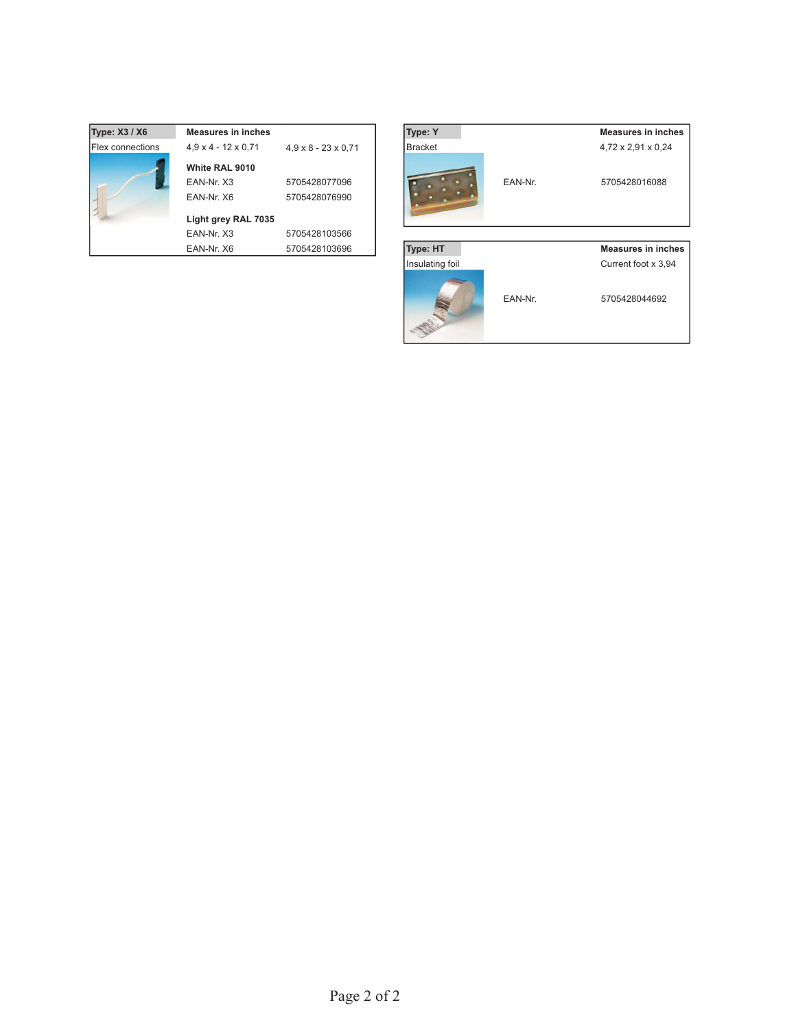| Type: X3 / X6 | Measures in inches | |
|---|---|---|
| Flex connections | 4,9 x 4 - 12 x 0,71 | 4,9 x 8 - 23 x 0,71 |
| | **White RAL 9010** | |
| | EAN-Nr. X3 | 5705428077096 |
| | EAN-Nr. X6 | 5705428076990 |
| | **Light grey RAL 7035** | |
| | EAN-Nr. X3 | 5705428103566 |
| | EAN-Nr. X6 | 5705428103696 |

| Type: Y | | Measures in inches |
|---|---|---|
| Bracket | | 4,72 x 2,91 x 0,24 |
| | EAN-Nr. | 5705428016088 |

| Type: HT | | Measures in inches |
|---|---|---|
| Insulating foil | | Current foot x 3,94 |
| | EAN-Nr. | 5705428044692 |